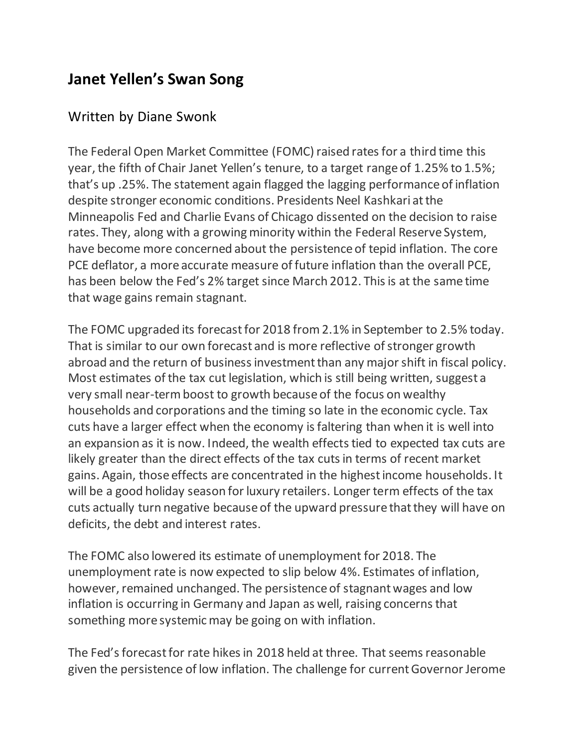# Janet Yellen's Swan Song

## Written by Diane Swonk

The Federal Open Market Committee (FOMC) raised rates for a third time this year, the fifth of Chair Janet Yellen's tenure, to a target range of 1.25% to 1.5%; that's up .25%. The statement again flagged the lagging performance of inflation despite stronger economic conditions. Presidents Neel Kashkari at the Minneapolis Fed and Charlie Evans of Chicago dissented on the decision to raise rates. They, along with a growing minority within the Federal Reserve System, have become more concerned about the persistence of tepid inflation. The core PCE deflator, a more accurate measure of future inflation than the overall PCE, has been below the Fed's 2% target since March 2012. This is at the same time that wage gains remain stagnant.

The FOMC upgraded its forecast for 2018 from 2.1% in September to 2.5% today. That is similar to our own forecast and is more reflective of stronger growth abroad and the return of business investment than any major shift in fiscal policy. Most estimates of the tax cut legislation, which is still being written, suggest a very small near-term boost to growth because of the focus on wealthy households and corporations and the timing so late in the economic cycle. Tax cuts have a larger effect when the economy is faltering than when it is well into an expansion as it is now. Indeed, the wealth effects tied to expected tax cuts are likely greater than the direct effects of the tax cuts in terms of recent market gains. Again, those effects are concentrated in the highest income households. It will be a good holiday season for luxury retailers. Longer term effects of the tax cuts actually turn negative because of the upward pressure that they will have on deficits, the debt and interest rates.

The FOMC also lowered its estimate of unemployment for 2018. The unemployment rate is now expected to slip below 4%. Estimates of inflation, however, remained unchanged. The persistence of stagnant wages and low inflation is occurring in Germany and Japan as well, raising concerns that something more systemic may be going on with inflation.

The Fed's forecast for rate hikes in 2018 held at three. That seems reasonable given the persistence of low inflation. The challenge for current Governor Jerome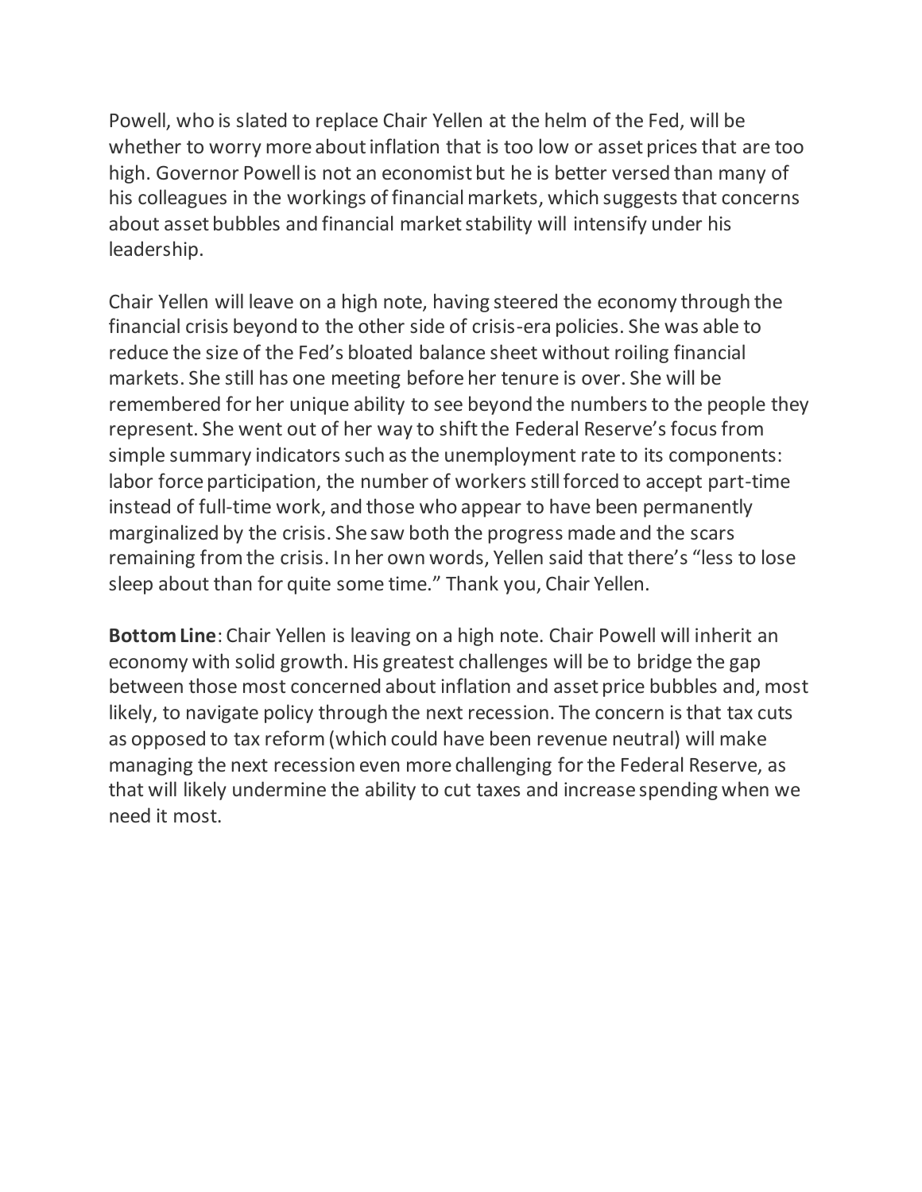Powell, who is slated to replace Chair Yellen at the helm of the Fed, will be whether to worry more about inflation that is too low or asset prices that are too high. Governor Powell is not an economist but he is better versed than many of his colleagues in the workings of financial markets, which suggests that concerns about asset bubbles and financial market stability will intensify under his leadership.

Chair Yellen will leave on a high note, having steered the economy through the financial crisis beyond to the other side of crisis-era policies. She was able to reduce the size of the Fed's bloated balance sheet without roiling financial markets. She still has one meeting before her tenure is over. She will be remembered for her unique ability to see beyond the numbers to the people they represent. She went out of her way to shift the Federal Reserve's focus from simple summary indicators such as the unemployment rate to its components: labor force participation, the number of workers still forced to accept part-time instead of full-time work, and those who appear to have been permanently marginalized by the crisis. She saw both the progress made and the scars remaining from the crisis. In her own words, Yellen said that there's "less to lose sleep about than for quite some time." Thank you, Chair Yellen.

**Bottom Line**: Chair Yellen is leaving on a high note. Chair Powell will inherit an economy with solid growth. His greatest challenges will be to bridge the gap between those most concerned about inflation and asset price bubbles and, most likely, to navigate policy through the next recession. The concern is that tax cuts as opposed to tax reform (which could have been revenue neutral) will make managing the next recession even more challenging for the Federal Reserve, as that will likely undermine the ability to cut taxes and increase spending when we need it most.